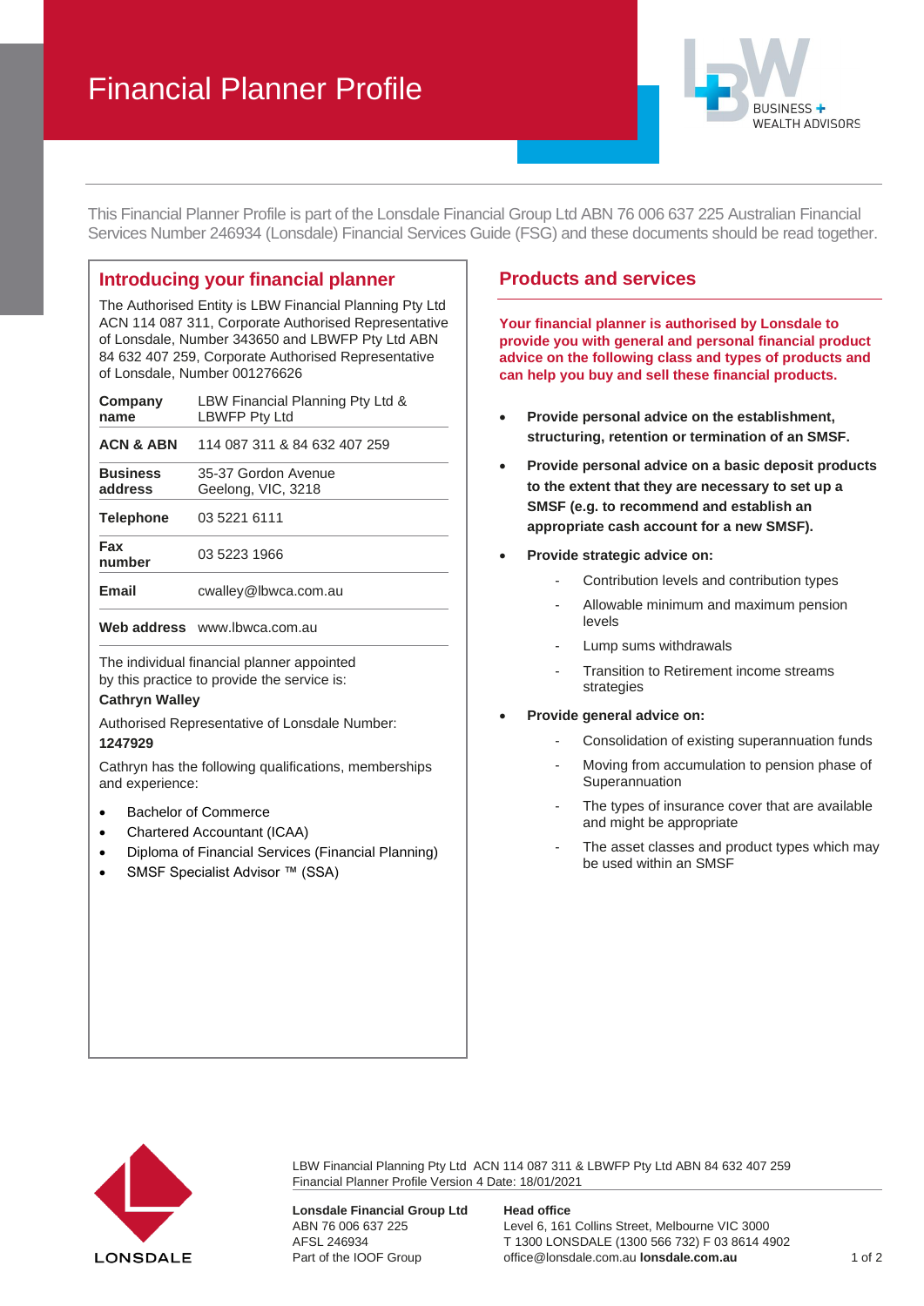# Financial Planner Profile

This Financial Planner Profile is part of the Lonsdale Financial Group Ltd ABN 76 006 637 225 Australian Financial Services Number 246934 (Lonsdale) Financial Services Guide (FSG) and these documents should be read together.

## Introducing your financial planner

The Authorised Entity is LBW Financial Planning Pty Ltd ACN 114 087 311, Corporate Authorised Representative of Lonsdale, Number 343650 and LBWFP Pty Ltd ABN 84 632 407 259, Corporate Authorised Representative of Lonsdale, Number 001276626

| | |
|---|---|
| **Company name** | LBW Financial Planning Pty Ltd & LBWFP Pty Ltd |
| **ACN & ABN** | 114 087 311 & 84 632 407 259 |
| **Business address** | 35-37 Gordon Avenue Geelong, VIC, 3218 |
| **Telephone** | 03 5221 6111 |
| **Fax number** | 03 5223 1966 |
| **Email** | cwalley@lbwca.com.au |
| **Web address** | www.lbwca.com.au |

The individual financial planner appointed by this practice to provide the service is:

**Cathryn Walley**

Authorised Representative of Lonsdale Number:

**1247929**

Cathryn has the following qualifications, memberships and experience:

- Bachelor of Commerce
- Chartered Accountant (ICAA)
- Diploma of Financial Services (Financial Planning)
- SMSF Specialist Advisor ™ (SSA)

## Products and services

**Your financial planner is authorised by Lonsdale to provide you with general and personal financial product advice on the following class and types of products and can help you buy and sell these financial products.**

- **Provide personal advice on the establishment, structuring, retention or termination of an SMSF.**
- **Provide personal advice on a basic deposit products to the extent that they are necessary to set up a SMSF (e.g. to recommend and establish an appropriate cash account for a new SMSF).**
- **Provide strategic advice on:**
  - Contribution levels and contribution types
  - Allowable minimum and maximum pension levels
  - Lump sums withdrawals
  - Transition to Retirement income streams strategies
- **Provide general advice on:**
  - Consolidation of existing superannuation funds
  - Moving from accumulation to pension phase of Superannuation
  - The types of insurance cover that are available and might be appropriate
  - The asset classes and product types which may be used within an SMSF

LBW Financial Planning Pty Ltd ACN 114 087 311 & LBWFP Pty Ltd ABN 84 632 407 259
Financial Planner Profile Version 4 Date: 18/01/2021

**Lonsdale Financial Group Ltd**
ABN 76 006 637 225
AFSL 246934
Part of the IOOF Group

**Head office**
Level 6, 161 Collins Street, Melbourne VIC 3000
T 1300 LONSDALE (1300 566 732) F 03 8614 4902
office@lonsdale.com.au **lonsdale.com.au**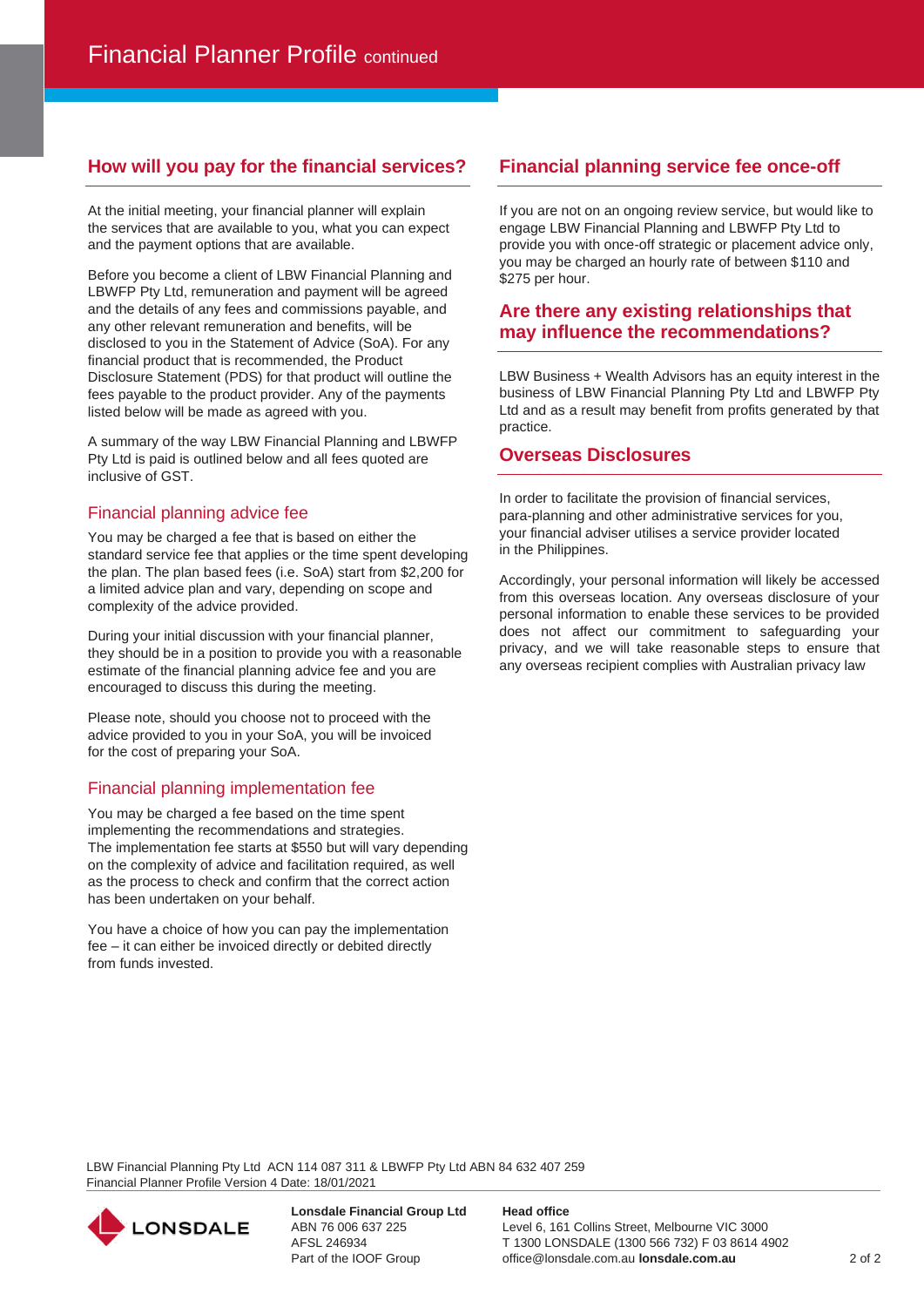# Financial Planner Profile continued

## How will you pay for the financial services?

At the initial meeting, your financial planner will explain the services that are available to you, what you can expect and the payment options that are available.

Before you become a client of LBW Financial Planning and LBWFP Pty Ltd, remuneration and payment will be agreed and the details of any fees and commissions payable, and any other relevant remuneration and benefits, will be disclosed to you in the Statement of Advice (SoA). For any financial product that is recommended, the Product Disclosure Statement (PDS) for that product will outline the fees payable to the product provider. Any of the payments listed below will be made as agreed with you.

A summary of the way LBW Financial Planning and LBWFP Pty Ltd is paid is outlined below and all fees quoted are inclusive of GST.

### Financial planning advice fee

You may be charged a fee that is based on either the standard service fee that applies or the time spent developing the plan. The plan based fees (i.e. SoA) start from $2,200 for a limited advice plan and vary, depending on scope and complexity of the advice provided.

During your initial discussion with your financial planner, they should be in a position to provide you with a reasonable estimate of the financial planning advice fee and you are encouraged to discuss this during the meeting.

Please note, should you choose not to proceed with the advice provided to you in your SoA, you will be invoiced for the cost of preparing your SoA.

### Financial planning implementation fee

You may be charged a fee based on the time spent implementing the recommendations and strategies. The implementation fee starts at $550 but will vary depending on the complexity of advice and facilitation required, as well as the process to check and confirm that the correct action has been undertaken on your behalf.

You have a choice of how you can pay the implementation fee – it can either be invoiced directly or debited directly from funds invested.

## Financial planning service fee once-off

If you are not on an ongoing review service, but would like to engage LBW Financial Planning and LBWFP Pty Ltd to provide you with once-off strategic or placement advice only, you may be charged an hourly rate of between $110 and $275 per hour.

## Are there any existing relationships that may influence the recommendations?

LBW Business + Wealth Advisors has an equity interest in the business of LBW Financial Planning Pty Ltd and LBWFP Pty Ltd and as a result may benefit from profits generated by that practice.

## Overseas Disclosures

In order to facilitate the provision of financial services, para-planning and other administrative services for you, your financial adviser utilises a service provider located in the Philippines.

Accordingly, your personal information will likely be accessed from this overseas location. Any overseas disclosure of your personal information to enable these services to be provided does not affect our commitment to safeguarding your privacy, and we will take reasonable steps to ensure that any overseas recipient complies with Australian privacy law

LBW Financial Planning Pty Ltd ACN 114 087 311 & LBWFP Pty Ltd ABN 84 632 407 259
Financial Planner Profile Version 4 Date: 18/01/2021

LONSDALE

**Lonsdale Financial Group Ltd**
ABN 76 006 637 225
AFSL 246934
Part of the IOOF Group

**Head office**
Level 6, 161 Collins Street, Melbourne VIC 3000
T 1300 LONSDALE (1300 566 732) F 03 8614 4902
office@lonsdale.com.au **lonsdale.com.au**